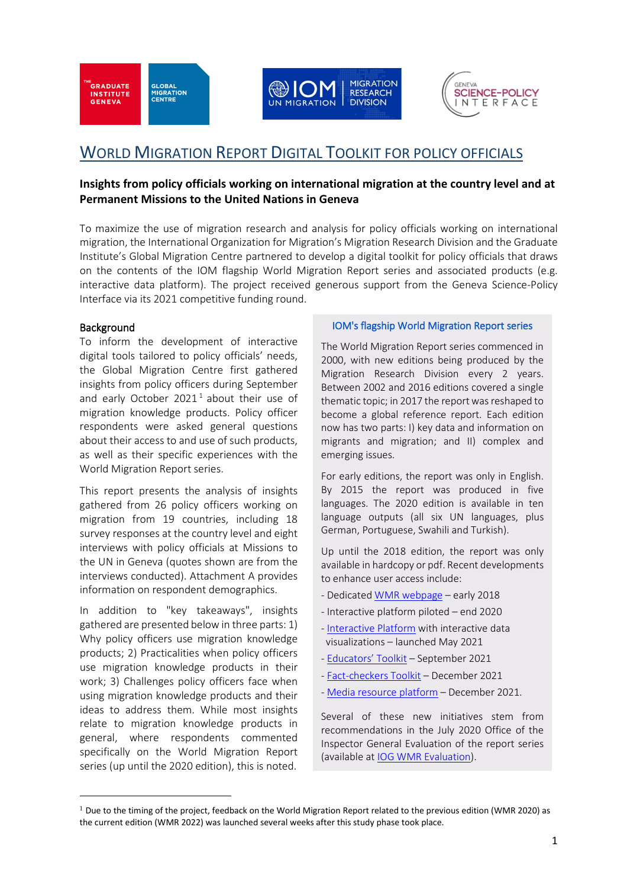# WORLD MIGRATION REPORT DIGITAL TOOLKIT FOR POLICY OFFICIALS

**Insights from policy officials working on international migration at the country level and at Permanent Missions to the United Nations in Geneva**

To maximize the use of migration research and analysis for policy officials working on international migration, the International Organization for Migration's Migration Research Division and the Graduate Institute's Global Migration Centre partnered to develop a digital toolkit for policy officials that draws on the contents of the IOM flagship World Migration Report series and associated products (e.g. interactive data platform). The project received generous support from the Geneva Science-Policy Interface via its 2021 competitive funding round.

## Background

To inform the development of interactive digital tools tailored to policy officials' needs, the Global Migration Centre first gathered insights from policy officers during September and early October 2021[1] about their use of migration knowledge products. Policy officer respondents were asked general questions about their access to and use of such products, as well as their specific experiences with the World Migration Report series.

This report presents the analysis of insights gathered from 26 policy officers working on migration from 19 countries, including 18 survey responses at the country level and eight interviews with policy officials at Missions to the UN in Geneva (quotes shown are from the interviews conducted). Attachment A provides information on respondent demographics.

In addition to "key takeaways", insights gathered are presented below in three parts: 1) Why policy officers use migration knowledge products; 2) Practicalities when policy officers use migration knowledge products in their work; 3) Challenges policy officers face when using migration knowledge products and their ideas to address them. While most insights relate to migration knowledge products in general, where respondents commented specifically on the World Migration Report series (up until the 2020 edition), this is noted.

### IOM's flagship World Migration Report series

The World Migration Report series commenced in 2000, with new editions being produced by the Migration Research Division every 2 years. Between 2002 and 2016 editions covered a single thematic topic; in 2017 the report was reshaped to become a global reference report. Each edition now has two parts: I) key data and information on migrants and migration; and II) complex and emerging issues.

For early editions, the report was only in English. By 2015 the report was produced in five languages. The 2020 edition is available in ten language outputs (all six UN languages, plus German, Portuguese, Swahili and Turkish).

Up until the 2018 edition, the report was only available in hardcopy or pdf. Recent developments to enhance user access include:

- Dedicated WMR webpage – early 2018
- Interactive platform piloted – end 2020
- Interactive Platform with interactive data visualizations – launched May 2021
- Educators' Toolkit – September 2021
- Fact-checkers Toolkit – December 2021
- Media resource platform – December 2021.

Several of these new initiatives stem from recommendations in the July 2020 Office of the Inspector General Evaluation of the report series (available at IOG WMR Evaluation).

[1] Due to the timing of the project, feedback on the World Migration Report related to the previous edition (WMR 2020) as the current edition (WMR 2022) was launched several weeks after this study phase took place.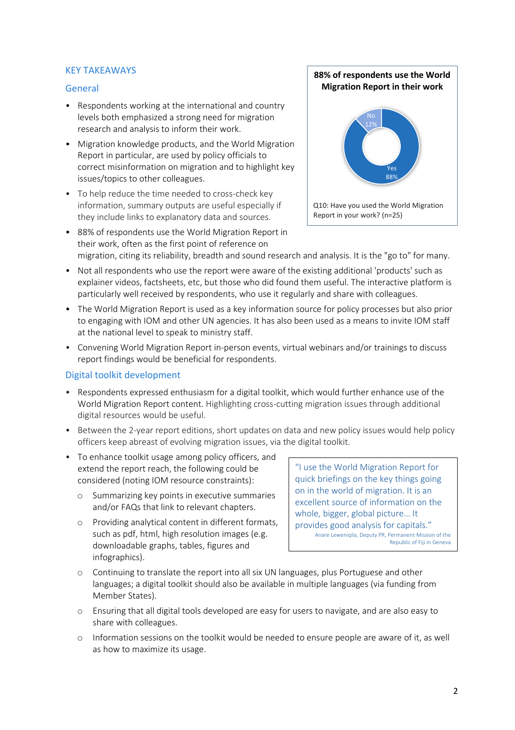## KEY TAKEAWAYS

### General

- Respondents working at the international and country levels both emphasized a strong need for migration research and analysis to inform their work.
- Migration knowledge products, and the World Migration Report in particular, are used by policy officials to correct misinformation on migration and to highlight key issues/topics to other colleagues.
- To help reduce the time needed to cross-check key information, summary outputs are useful especially if they include links to explanatory data and sources.
- 88% of respondents use the World Migration Report in their work, often as the first point of reference on migration, citing its reliability, breadth and sound research and analysis. It is the "go to" for many.
- Not all respondents who use the report were aware of the existing additional 'products' such as explainer videos, factsheets, etc, but those who did found them useful. The interactive platform is particularly well received by respondents, who use it regularly and share with colleagues.
- The World Migration Report is used as a key information source for policy processes but also prior to engaging with IOM and other UN agencies. It has also been used as a means to invite IOM staff at the national level to speak to ministry staff.
- Convening World Migration Report in-person events, virtual webinars and/or trainings to discuss report findings would be beneficial for respondents.

**88% of respondents use the World Migration Report in their work**

No
12%

Yes
88%

Q10: Have you used the World Migration Report in your work? (n=25)

### Digital toolkit development

- Respondents expressed enthusiasm for a digital toolkit, which would further enhance use of the World Migration Report content. Highlighting cross-cutting migration issues through additional digital resources would be useful.
- Between the 2-year report editions, short updates on data and new policy issues would help policy officers keep abreast of evolving migration issues, via the digital toolkit.
- To enhance toolkit usage among policy officers, and extend the report reach, the following could be considered (noting IOM resource constraints):
  - Summarizing key points in executive summaries and/or FAQs that link to relevant chapters.
  - Providing analytical content in different formats, such as pdf, html, high resolution images (e.g. downloadable graphs, tables, figures and infographics).
  - Continuing to translate the report into all six UN languages, plus Portuguese and other languages; a digital toolkit should also be available in multiple languages (via funding from Member States).
  - Ensuring that all digital tools developed are easy for users to navigate, and are also easy to share with colleagues.
  - Information sessions on the toolkit would be needed to ensure people are aware of it, as well as how to maximize its usage.

> "I use the World Migration Report for quick briefings on the key things going on in the world of migration. It is an excellent source of information on the whole, bigger, global picture… It provides good analysis for capitals."
>
> Anare Leweniqila, Deputy PR, Permanent Mission of the Republic of Fiji in Geneva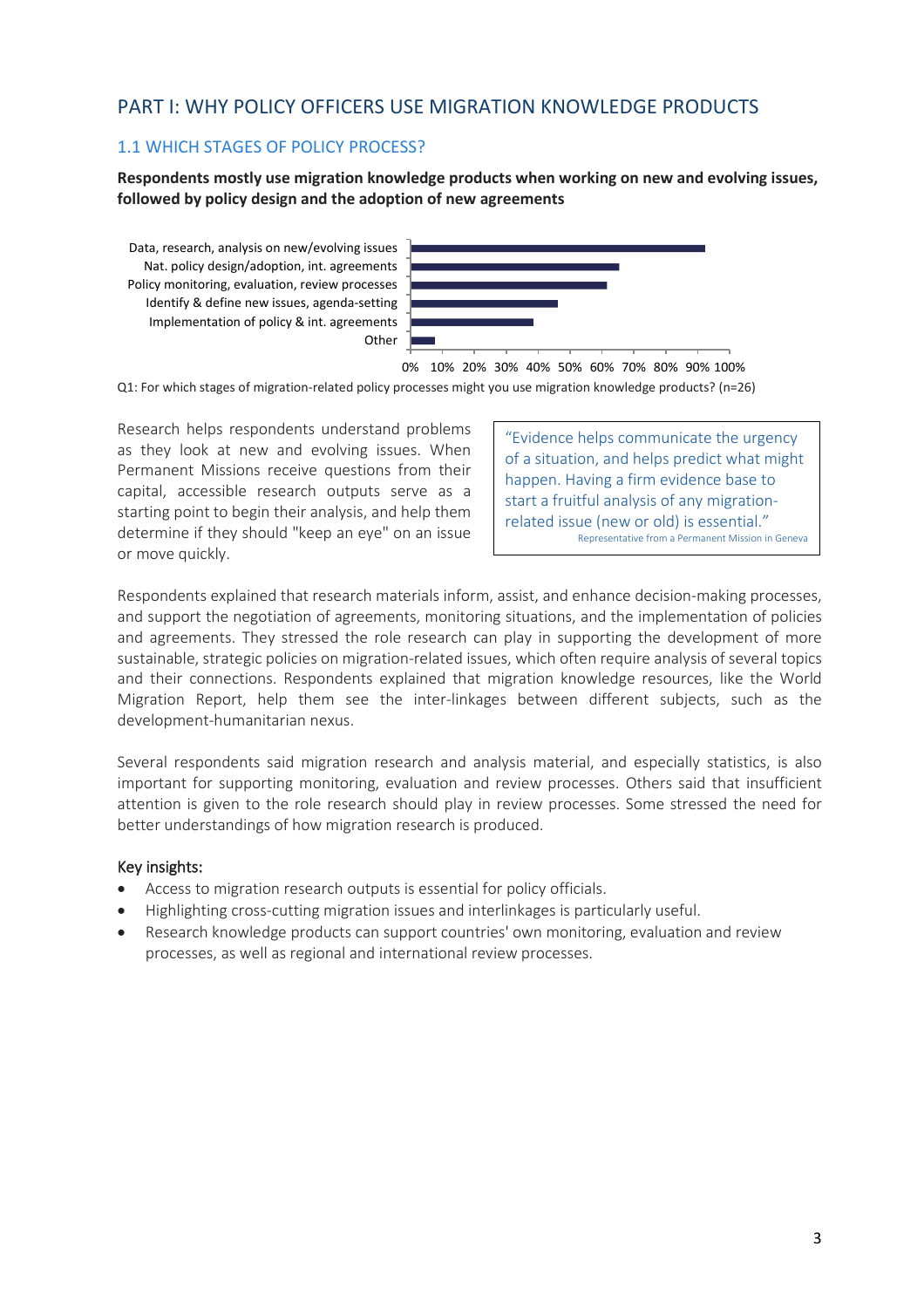# PART I: WHY POLICY OFFICERS USE MIGRATION KNOWLEDGE PRODUCTS

## 1.1 WHICH STAGES OF POLICY PROCESS?

**Respondents mostly use migration knowledge products when working on new and evolving issues, followed by policy design and the adoption of new agreements**

Data, research, analysis on new/evolving issues
Nat. policy design/adoption, int. agreements
Policy monitoring, evaluation, review processes
Identify & define new issues, agenda-setting
Implementation of policy & int. agreements
Other

0% 10% 20% 30% 40% 50% 60% 70% 80% 90% 100%

Q1: For which stages of migration-related policy processes might you use migration knowledge products? (n=26)

Research helps respondents understand problems as they look at new and evolving issues. When Permanent Missions receive questions from their capital, accessible research outputs serve as a starting point to begin their analysis, and help them determine if they should "keep an eye" on an issue or move quickly.

> "Evidence helps communicate the urgency of a situation, and helps predict what might happen. Having a firm evidence base to start a fruitful analysis of any migration-related issue (new or old) is essential."
> Representative from a Permanent Mission in Geneva

Respondents explained that research materials inform, assist, and enhance decision-making processes, and support the negotiation of agreements, monitoring situations, and the implementation of policies and agreements. They stressed the role research can play in supporting the development of more sustainable, strategic policies on migration-related issues, which often require analysis of several topics and their connections. Respondents explained that migration knowledge resources, like the World Migration Report, help them see the inter-linkages between different subjects, such as the development-humanitarian nexus.

Several respondents said migration research and analysis material, and especially statistics, is also important for supporting monitoring, evaluation and review processes. Others said that insufficient attention is given to the role research should play in review processes. Some stressed the need for better understandings of how migration research is produced.

### Key insights:

- Access to migration research outputs is essential for policy officials.
- Highlighting cross-cutting migration issues and interlinkages is particularly useful.
- Research knowledge products can support countries' own monitoring, evaluation and review processes, as well as regional and international review processes.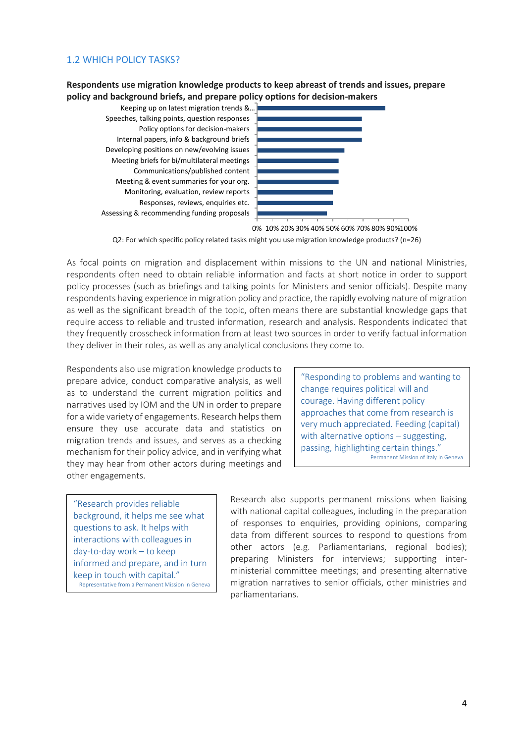### 1.2 WHICH POLICY TASKS?

**Respondents use migration knowledge products to keep abreast of trends and issues, prepare policy and background briefs, and prepare policy options for decision-makers**

Keeping up on latest migration trends &...
Speeches, talking points, question responses
Policy options for decision-makers
Internal papers, info & background briefs
Developing positions on new/evolving issues
Meeting briefs for bi/multilateral meetings
Communications/published content
Meeting & event summaries for your org.
Monitoring, evaluation, review reports
Responses, reviews, enquiries etc.
Assessing & recommending funding proposals

0% 10% 20% 30% 40% 50% 60% 70% 80% 90% 100%

Q2: For which specific policy related tasks might you use migration knowledge products? (n=26)

As focal points on migration and displacement within missions to the UN and national Ministries, respondents often need to obtain reliable information and facts at short notice in order to support policy processes (such as briefings and talking points for Ministers and senior officials). Despite many respondents having experience in migration policy and practice, the rapidly evolving nature of migration as well as the significant breadth of the topic, often means there are substantial knowledge gaps that require access to reliable and trusted information, research and analysis. Respondents indicated that they frequently crosscheck information from at least two sources in order to verify factual information they deliver in their roles, as well as any analytical conclusions they come to.

Respondents also use migration knowledge products to prepare advice, conduct comparative analysis, as well as to understand the current migration politics and narratives used by IOM and the UN in order to prepare for a wide variety of engagements. Research helps them ensure they use accurate data and statistics on migration trends and issues, and serves as a checking mechanism for their policy advice, and in verifying what they may hear from other actors during meetings and other engagements.

> "Responding to problems and wanting to change requires political will and courage. Having different policy approaches that come from research is very much appreciated. Feeding (capital) with alternative options – suggesting, passing, highlighting certain things."
> Permanent Mission of Italy in Geneva

> "Research provides reliable background, it helps me see what questions to ask. It helps with interactions with colleagues in day-to-day work – to keep informed and prepare, and in turn keep in touch with capital."
> Representative from a Permanent Mission in Geneva

Research also supports permanent missions when liaising with national capital colleagues, including in the preparation of responses to enquiries, providing opinions, comparing data from different sources to respond to questions from other actors (e.g. Parliamentarians, regional bodies); preparing Ministers for interviews; supporting inter-ministerial committee meetings; and presenting alternative migration narratives to senior officials, other ministries and parliamentarians.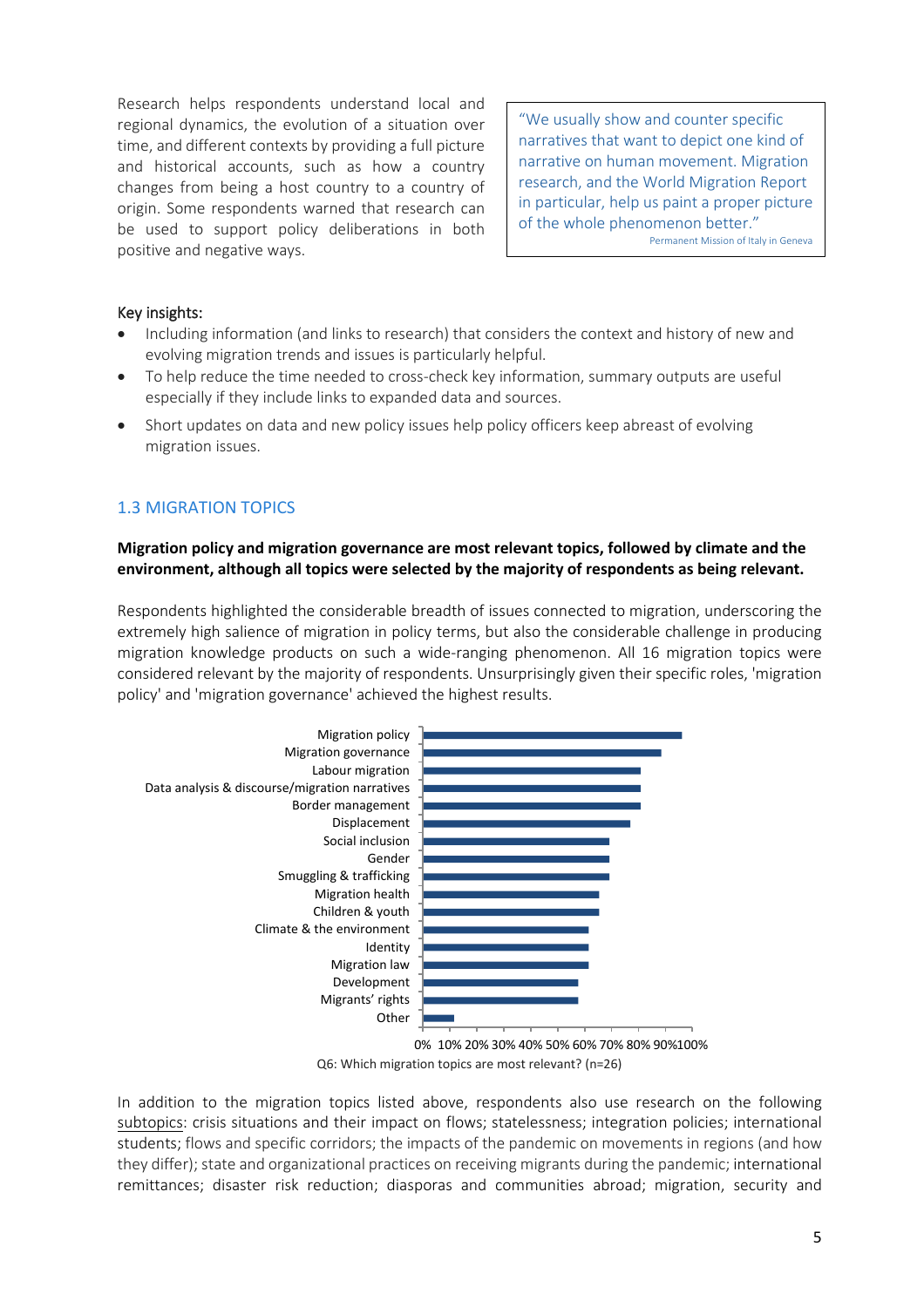Research helps respondents understand local and regional dynamics, the evolution of a situation over time, and different contexts by providing a full picture and historical accounts, such as how a country changes from being a host country to a country of origin. Some respondents warned that research can be used to support policy deliberations in both positive and negative ways.

> "We usually show and counter specific narratives that want to depict one kind of narrative on human movement. Migration research, and the World Migration Report in particular, help us paint a proper picture of the whole phenomenon better."
> Permanent Mission of Italy in Geneva

Key insights:

- Including information (and links to research) that considers the context and history of new and evolving migration trends and issues is particularly helpful.
- To help reduce the time needed to cross-check key information, summary outputs are useful especially if they include links to expanded data and sources.
- Short updates on data and new policy issues help policy officers keep abreast of evolving migration issues.

## 1.3 MIGRATION TOPICS

**Migration policy and migration governance are most relevant topics, followed by climate and the environment, although all topics were selected by the majority of respondents as being relevant.**

Respondents highlighted the considerable breadth of issues connected to migration, underscoring the extremely high salience of migration in policy terms, but also the considerable challenge in producing migration knowledge products on such a wide-ranging phenomenon. All 16 migration topics were considered relevant by the majority of respondents. Unsurprisingly given their specific roles, 'migration policy' and 'migration governance' achieved the highest results.

Migration policy
Migration governance
Labour migration
Data analysis & discourse/migration narratives
Border management
Displacement
Social inclusion
Gender
Smuggling & trafficking
Migration health
Children & youth
Climate & the environment
Identity
Migration law
Development
Migrants' rights
Other

0% 10% 20% 30% 40% 50% 60% 70% 80% 90% 100%

Q6: Which migration topics are most relevant? (n=26)

In addition to the migration topics listed above, respondents also use research on the following subtopics: crisis situations and their impact on flows; statelessness; integration policies; international students; flows and specific corridors; the impacts of the pandemic on movements in regions (and how they differ); state and organizational practices on receiving migrants during the pandemic; international remittances; disaster risk reduction; diasporas and communities abroad; migration, security and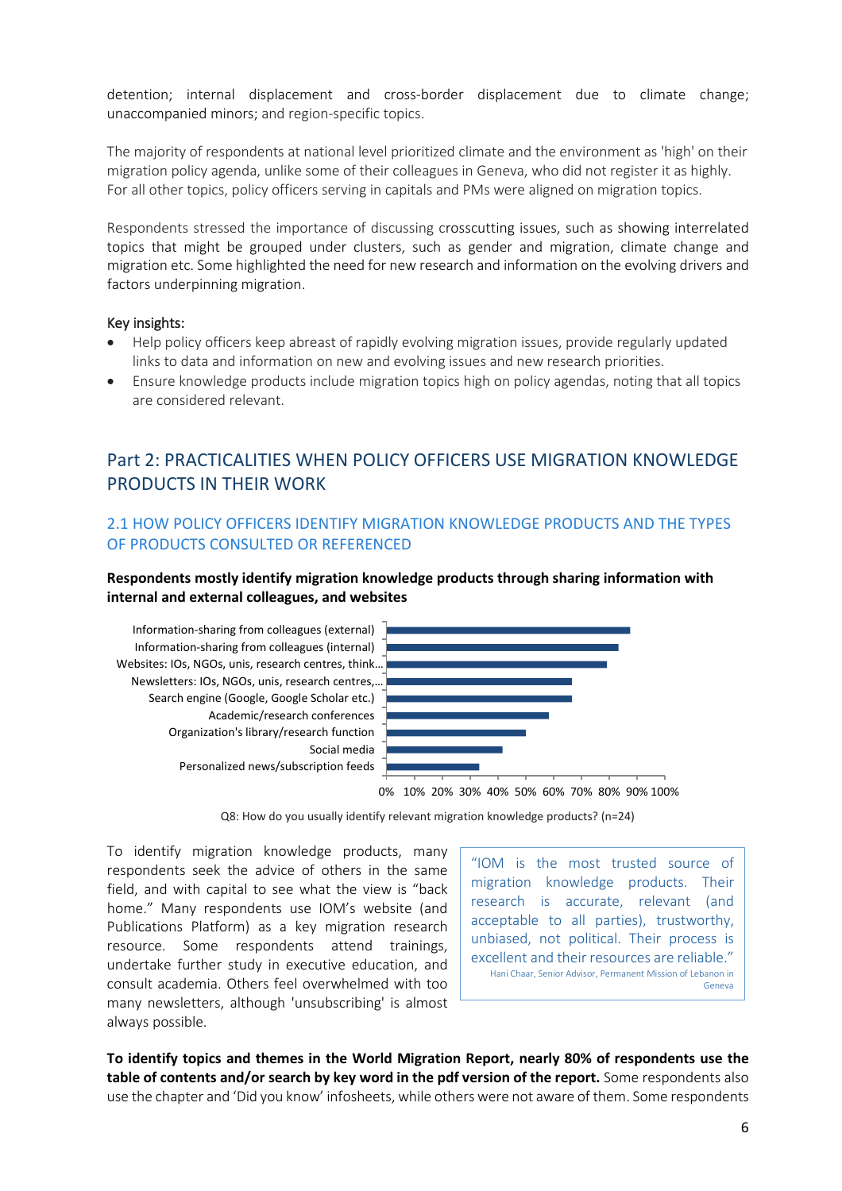detention; internal displacement and cross-border displacement due to climate change; unaccompanied minors; and region-specific topics.

The majority of respondents at national level prioritized climate and the environment as 'high' on their migration policy agenda, unlike some of their colleagues in Geneva, who did not register it as highly. For all other topics, policy officers serving in capitals and PMs were aligned on migration topics.

Respondents stressed the importance of discussing crosscutting issues, such as showing interrelated topics that might be grouped under clusters, such as gender and migration, climate change and migration etc. Some highlighted the need for new research and information on the evolving drivers and factors underpinning migration.

Key insights:

- Help policy officers keep abreast of rapidly evolving migration issues, provide regularly updated links to data and information on new and evolving issues and new research priorities.
- Ensure knowledge products include migration topics high on policy agendas, noting that all topics are considered relevant.

## Part 2: PRACTICALITIES WHEN POLICY OFFICERS USE MIGRATION KNOWLEDGE PRODUCTS IN THEIR WORK

### 2.1 HOW POLICY OFFICERS IDENTIFY MIGRATION KNOWLEDGE PRODUCTS AND THE TYPES OF PRODUCTS CONSULTED OR REFERENCED

**Respondents mostly identify migration knowledge products through sharing information with internal and external colleagues, and websites**

Information-sharing from colleagues (external)
Information-sharing from colleagues (internal)
Websites: IOs, NGOs, unis, research centres, think...
Newsletters: IOs, NGOs, unis, research centres,...
Search engine (Google, Google Scholar etc.)
Academic/research conferences
Organization's library/research function
Social media
Personalized news/subscription feeds

0% 10% 20% 30% 40% 50% 60% 70% 80% 90% 100%

Q8: How do you usually identify relevant migration knowledge products? (n=24)

To identify migration knowledge products, many respondents seek the advice of others in the same field, and with capital to see what the view is "back home." Many respondents use IOM's website (and Publications Platform) as a key migration research resource. Some respondents attend trainings, undertake further study in executive education, and consult academia. Others feel overwhelmed with too many newsletters, although 'unsubscribing' is almost always possible.

> "IOM is the most trusted source of migration knowledge products. Their research is accurate, relevant (and acceptable to all parties), trustworthy, unbiased, not political. Their process is excellent and their resources are reliable."
> Hani Chaar, Senior Advisor, Permanent Mission of Lebanon in Geneva

**To identify topics and themes in the World Migration Report, nearly 80% of respondents use the table of contents and/or search by key word in the pdf version of the report.** Some respondents also use the chapter and 'Did you know' infosheets, while others were not aware of them. Some respondents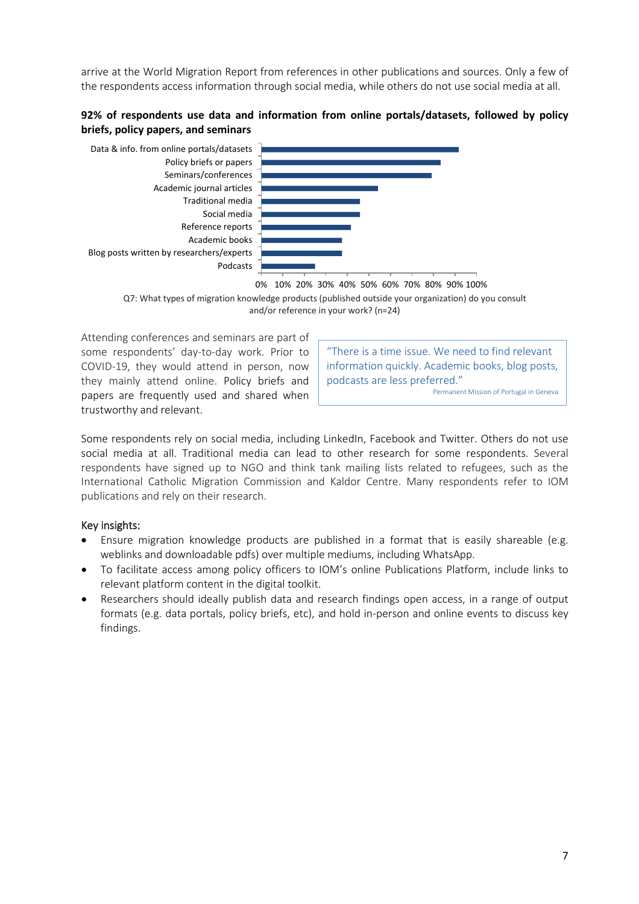arrive at the World Migration Report from references in other publications and sources. Only a few of the respondents access information through social media, while others do not use social media at all.

**92% of respondents use data and information from online portals/datasets, followed by policy briefs, policy papers, and seminars**

| Type | Share of respondents |
|---|---|
| Data & info. from online portals/datasets | ~92% |
| Policy briefs or papers | ~83% |
| Seminars/conferences | ~79% |
| Academic journal articles | ~54% |
| Traditional media | ~46% |
| Social media | ~46% |
| Reference reports | ~42% |
| Academic books | ~38% |
| Blog posts written by researchers/experts | ~38% |
| Podcasts | ~25% |

Q7: What types of migration knowledge products (published outside your organization) do you consult and/or reference in your work? (n=24)

Attending conferences and seminars are part of some respondents' day-to-day work. Prior to COVID-19, they would attend in person, now they mainly attend online. Policy briefs and papers are frequently used and shared when trustworthy and relevant.

> "There is a time issue. We need to find relevant information quickly. Academic books, blog posts, podcasts are less preferred."
>
> Permanent Mission of Portugal in Geneva

Some respondents rely on social media, including LinkedIn, Facebook and Twitter. Others do not use social media at all. Traditional media can lead to other research for some respondents. Several respondents have signed up to NGO and think tank mailing lists related to refugees, such as the International Catholic Migration Commission and Kaldor Centre. Many respondents refer to IOM publications and rely on their research.

Key insights:

- Ensure migration knowledge products are published in a format that is easily shareable (e.g. weblinks and downloadable pdfs) over multiple mediums, including WhatsApp.
- To facilitate access among policy officers to IOM's online Publications Platform, include links to relevant platform content in the digital toolkit.
- Researchers should ideally publish data and research findings open access, in a range of output formats (e.g. data portals, policy briefs, etc), and hold in-person and online events to discuss key findings.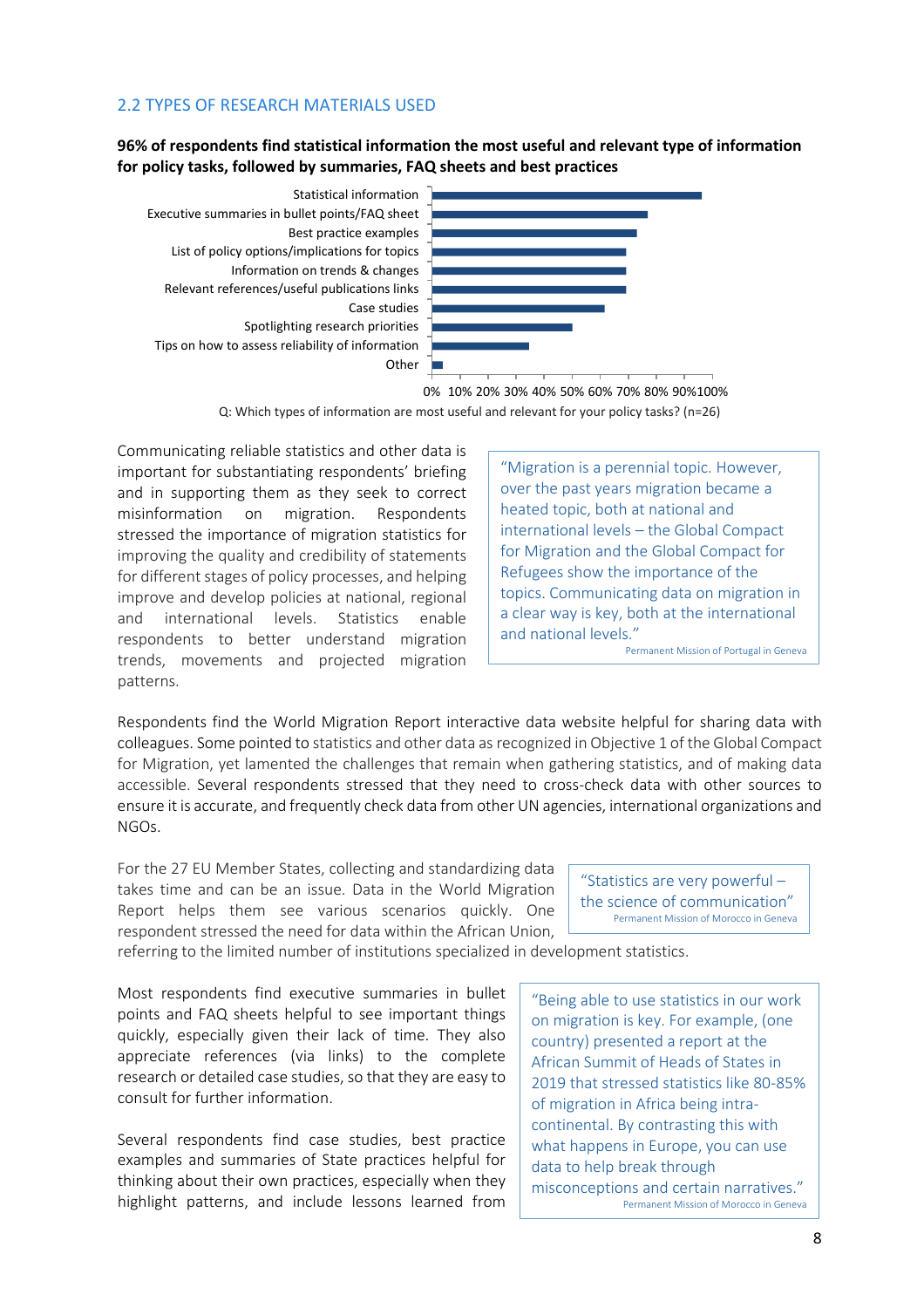## 2.2 TYPES OF RESEARCH MATERIALS USED

**96% of respondents find statistical information the most useful and relevant type of information for policy tasks, followed by summaries, FAQ sheets and best practices**

Statistical information
Executive summaries in bullet points/FAQ sheet
Best practice examples
List of policy options/implications for topics
Information on trends & changes
Relevant references/useful publications links
Case studies
Spotlighting research priorities
Tips on how to assess reliability of information
Other

0% 10% 20% 30% 40% 50% 60% 70% 80% 90% 100%

Q: Which types of information are most useful and relevant for your policy tasks? (n=26)

Communicating reliable statistics and other data is important for substantiating respondents' briefing and in supporting them as they seek to correct misinformation on migration. Respondents stressed the importance of migration statistics for improving the quality and credibility of statements for different stages of policy processes, and helping improve and develop policies at national, regional and international levels. Statistics enable respondents to better understand migration trends, movements and projected migration patterns.

> "Migration is a perennial topic. However, over the past years migration became a heated topic, both at national and international levels – the Global Compact for Migration and the Global Compact for Refugees show the importance of the topics. Communicating data on migration in a clear way is key, both at the international and national levels."
>
> Permanent Mission of Portugal in Geneva

Respondents find the World Migration Report interactive data website helpful for sharing data with colleagues. Some pointed to statistics and other data as recognized in Objective 1 of the Global Compact for Migration, yet lamented the challenges that remain when gathering statistics, and of making data accessible. Several respondents stressed that they need to cross-check data with other sources to ensure it is accurate, and frequently check data from other UN agencies, international organizations and NGOs.

For the 27 EU Member States, collecting and standardizing data takes time and can be an issue. Data in the World Migration Report helps them see various scenarios quickly. One respondent stressed the need for data within the African Union, referring to the limited number of institutions specialized in development statistics.

> "Statistics are very powerful – the science of communication"
>
> Permanent Mission of Morocco in Geneva

Most respondents find executive summaries in bullet points and FAQ sheets helpful to see important things quickly, especially given their lack of time. They also appreciate references (via links) to the complete research or detailed case studies, so that they are easy to consult for further information.

Several respondents find case studies, best practice examples and summaries of State practices helpful for thinking about their own practices, especially when they highlight patterns, and include lessons learned from

> "Being able to use statistics in our work on migration is key. For example, (one country) presented a report at the African Summit of Heads of States in 2019 that stressed statistics like 80-85% of migration in Africa being intra-continental. By contrasting this with what happens in Europe, you can use data to help break through misconceptions and certain narratives."
>
> Permanent Mission of Morocco in Geneva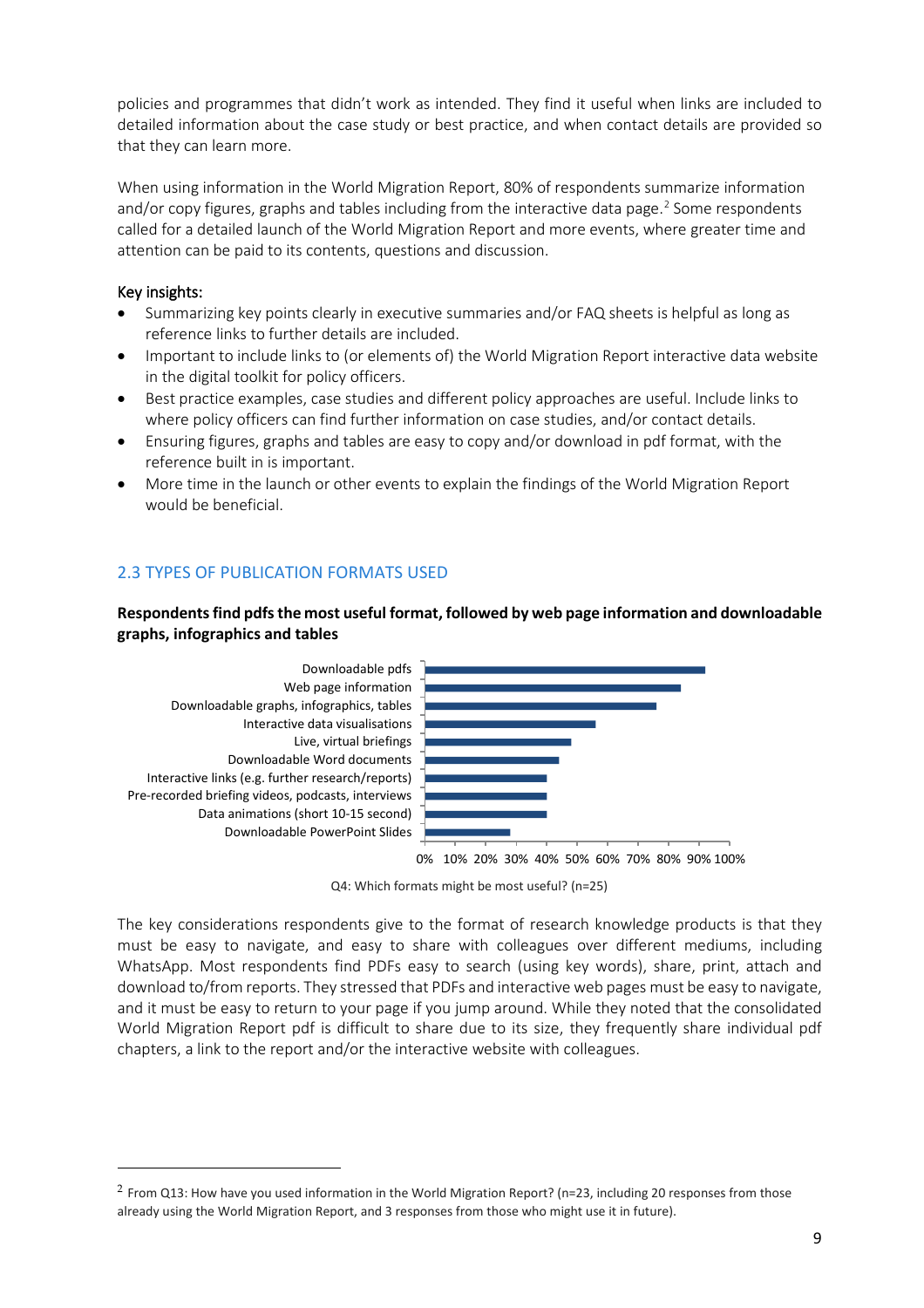policies and programmes that didn't work as intended. They find it useful when links are included to detailed information about the case study or best practice, and when contact details are provided so that they can learn more.

When using information in the World Migration Report, 80% of respondents summarize information and/or copy figures, graphs and tables including from the interactive data page.[2] Some respondents called for a detailed launch of the World Migration Report and more events, where greater time and attention can be paid to its contents, questions and discussion.

Key insights:

- Summarizing key points clearly in executive summaries and/or FAQ sheets is helpful as long as reference links to further details are included.
- Important to include links to (or elements of) the World Migration Report interactive data website in the digital toolkit for policy officers.
- Best practice examples, case studies and different policy approaches are useful. Include links to where policy officers can find further information on case studies, and/or contact details.
- Ensuring figures, graphs and tables are easy to copy and/or download in pdf format, with the reference built in is important.
- More time in the launch or other events to explain the findings of the World Migration Report would be beneficial.

## 2.3 TYPES OF PUBLICATION FORMATS USED

**Respondents find pdfs the most useful format, followed by web page information and downloadable graphs, infographics and tables**

Downloadable pdfs
Web page information
Downloadable graphs, infographics, tables
Interactive data visualisations
Live, virtual briefings
Downloadable Word documents
Interactive links (e.g. further research/reports)
Pre-recorded briefing videos, podcasts, interviews
Data animations (short 10-15 second)
Downloadable PowerPoint Slides

0% 10% 20% 30% 40% 50% 60% 70% 80% 90% 100%

Q4: Which formats might be most useful? (n=25)

The key considerations respondents give to the format of research knowledge products is that they must be easy to navigate, and easy to share with colleagues over different mediums, including WhatsApp. Most respondents find PDFs easy to search (using key words), share, print, attach and download to/from reports. They stressed that PDFs and interactive web pages must be easy to navigate, and it must be easy to return to your page if you jump around. While they noted that the consolidated World Migration Report pdf is difficult to share due to its size, they frequently share individual pdf chapters, a link to the report and/or the interactive website with colleagues.

[2] From Q13: How have you used information in the World Migration Report? (n=23, including 20 responses from those already using the World Migration Report, and 3 responses from those who might use it in future).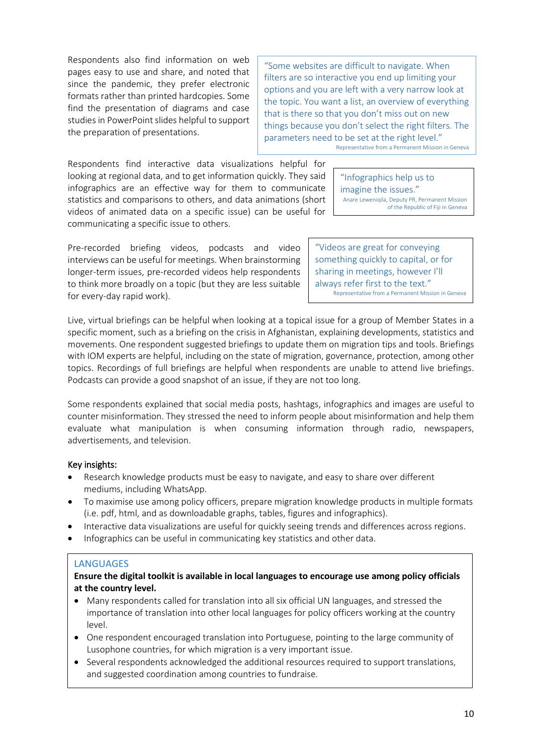Respondents also find information on web pages easy to use and share, and noted that since the pandemic, they prefer electronic formats rather than printed hardcopies. Some find the presentation of diagrams and case studies in PowerPoint slides helpful to support the preparation of presentations.

> "Some websites are difficult to navigate. When filters are so interactive you end up limiting your options and you are left with a very narrow look at the topic. You want a list, an overview of everything that is there so that you don't miss out on new things because you don't select the right filters. The parameters need to be set at the right level."
> Representative from a Permanent Mission in Geneva

Respondents find interactive data visualizations helpful for looking at regional data, and to get information quickly. They said infographics are an effective way for them to communicate statistics and comparisons to others, and data animations (short videos of animated data on a specific issue) can be useful for communicating a specific issue to others.

> "Infographics help us to imagine the issues."
> Anare Leweniqila, Deputy PR, Permanent Mission of the Republic of Fiji in Geneva

Pre-recorded briefing videos, podcasts and video interviews can be useful for meetings. When brainstorming longer-term issues, pre-recorded videos help respondents to think more broadly on a topic (but they are less suitable for every-day rapid work).

> "Videos are great for conveying something quickly to capital, or for sharing in meetings, however I'll always refer first to the text."
> Representative from a Permanent Mission in Geneva

Live, virtual briefings can be helpful when looking at a topical issue for a group of Member States in a specific moment, such as a briefing on the crisis in Afghanistan, explaining developments, statistics and movements. One respondent suggested briefings to update them on migration tips and tools. Briefings with IOM experts are helpful, including on the state of migration, governance, protection, among other topics. Recordings of full briefings are helpful when respondents are unable to attend live briefings. Podcasts can provide a good snapshot of an issue, if they are not too long.

Some respondents explained that social media posts, hashtags, infographics and images are useful to counter misinformation. They stressed the need to inform people about misinformation and help them evaluate what manipulation is when consuming information through radio, newspapers, advertisements, and television.

Key insights:

- Research knowledge products must be easy to navigate, and easy to share over different mediums, including WhatsApp.
- To maximise use among policy officers, prepare migration knowledge products in multiple formats (i.e. pdf, html, and as downloadable graphs, tables, figures and infographics).
- Interactive data visualizations are useful for quickly seeing trends and differences across regions.
- Infographics can be useful in communicating key statistics and other data.

## LANGUAGES

**Ensure the digital toolkit is available in local languages to encourage use among policy officials at the country level.**

- Many respondents called for translation into all six official UN languages, and stressed the importance of translation into other local languages for policy officers working at the country level.
- One respondent encouraged translation into Portuguese, pointing to the large community of Lusophone countries, for which migration is a very important issue.
- Several respondents acknowledged the additional resources required to support translations, and suggested coordination among countries to fundraise.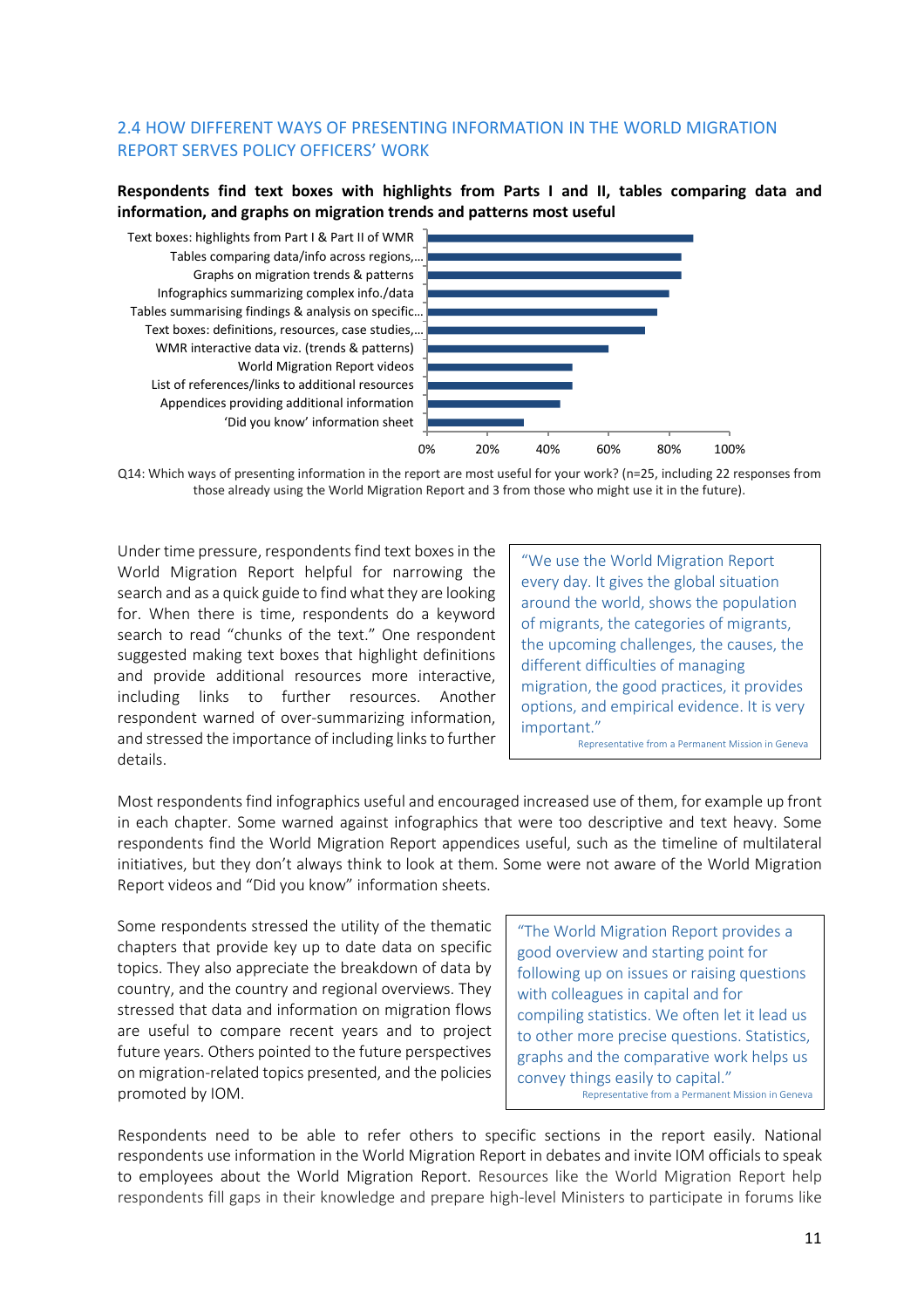## 2.4 HOW DIFFERENT WAYS OF PRESENTING INFORMATION IN THE WORLD MIGRATION REPORT SERVES POLICY OFFICERS' WORK

**Respondents find text boxes with highlights from Parts I and II, tables comparing data and information, and graphs on migration trends and patterns most useful**

Text boxes: highlights from Part I & Part II of WMR
Tables comparing data/info across regions,...
Graphs on migration trends & patterns
Infographics summarizing complex info./data
Tables summarising findings & analysis on specific...
Text boxes: definitions, resources, case studies,...
WMR interactive data viz. (trends & patterns)
World Migration Report videos
List of references/links to additional resources
Appendices providing additional information
'Did you know' information sheet

0% 20% 40% 60% 80% 100%

Q14: Which ways of presenting information in the report are most useful for your work? (n=25, including 22 responses from those already using the World Migration Report and 3 from those who might use it in the future).

Under time pressure, respondents find text boxes in the World Migration Report helpful for narrowing the search and as a quick guide to find what they are looking for. When there is time, respondents do a keyword search to read "chunks of the text." One respondent suggested making text boxes that highlight definitions and provide additional resources more interactive, including links to further resources. Another respondent warned of over-summarizing information, and stressed the importance of including links to further details.

> "We use the World Migration Report every day. It gives the global situation around the world, shows the population of migrants, the categories of migrants, the upcoming challenges, the causes, the different difficulties of managing migration, the good practices, it provides options, and empirical evidence. It is very important."
>
> Representative from a Permanent Mission in Geneva

Most respondents find infographics useful and encouraged increased use of them, for example up front in each chapter. Some warned against infographics that were too descriptive and text heavy. Some respondents find the World Migration Report appendices useful, such as the timeline of multilateral initiatives, but they don't always think to look at them. Some were not aware of the World Migration Report videos and "Did you know" information sheets.

Some respondents stressed the utility of the thematic chapters that provide key up to date data on specific topics. They also appreciate the breakdown of data by country, and the country and regional overviews. They stressed that data and information on migration flows are useful to compare recent years and to project future years. Others pointed to the future perspectives on migration-related topics presented, and the policies promoted by IOM.

> "The World Migration Report provides a good overview and starting point for following up on issues or raising questions with colleagues in capital and for compiling statistics. We often let it lead us to other more precise questions. Statistics, graphs and the comparative work helps us convey things easily to capital."
>
> Representative from a Permanent Mission in Geneva

Respondents need to be able to refer others to specific sections in the report easily. National respondents use information in the World Migration Report in debates and invite IOM officials to speak to employees about the World Migration Report. Resources like the World Migration Report help respondents fill gaps in their knowledge and prepare high-level Ministers to participate in forums like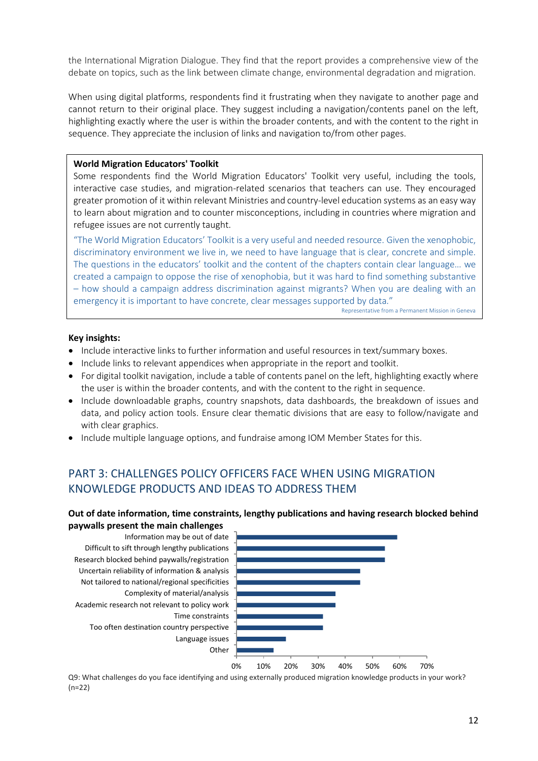the International Migration Dialogue. They find that the report provides a comprehensive view of the debate on topics, such as the link between climate change, environmental degradation and migration.

When using digital platforms, respondents find it frustrating when they navigate to another page and cannot return to their original place. They suggest including a navigation/contents panel on the left, highlighting exactly where the user is within the broader contents, and with the content to the right in sequence. They appreciate the inclusion of links and navigation to/from other pages.

**World Migration Educators' Toolkit**

Some respondents find the World Migration Educators' Toolkit very useful, including the tools, interactive case studies, and migration-related scenarios that teachers can use. They encouraged greater promotion of it within relevant Ministries and country-level education systems as an easy way to learn about migration and to counter misconceptions, including in countries where migration and refugee issues are not currently taught.

"The World Migration Educators' Toolkit is a very useful and needed resource. Given the xenophobic, discriminatory environment we live in, we need to have language that is clear, concrete and simple. The questions in the educators' toolkit and the content of the chapters contain clear language… we created a campaign to oppose the rise of xenophobia, but it was hard to find something substantive – how should a campaign address discrimination against migrants? When you are dealing with an emergency it is important to have concrete, clear messages supported by data."

Representative from a Permanent Mission in Geneva

**Key insights:**

- Include interactive links to further information and useful resources in text/summary boxes.
- Include links to relevant appendices when appropriate in the report and toolkit.
- For digital toolkit navigation, include a table of contents panel on the left, highlighting exactly where the user is within the broader contents, and with the content to the right in sequence.
- Include downloadable graphs, country snapshots, data dashboards, the breakdown of issues and data, and policy action tools. Ensure clear thematic divisions that are easy to follow/navigate and with clear graphics.
- Include multiple language options, and fundraise among IOM Member States for this.

## PART 3: CHALLENGES POLICY OFFICERS FACE WHEN USING MIGRATION KNOWLEDGE PRODUCTS AND IDEAS TO ADDRESS THEM

**Out of date information, time constraints, lengthy publications and having research blocked behind paywalls present the main challenges**

Information may be out of date
Difficult to sift through lengthy publications
Research blocked behind paywalls/registration
Uncertain reliability of information & analysis
Not tailored to national/regional specificities
Complexity of material/analysis
Academic research not relevant to policy work
Time constraints
Too often destination country perspective
Language issues
Other

0% 10% 20% 30% 40% 50% 60% 70%

Q9: What challenges do you face identifying and using externally produced migration knowledge products in your work? (n=22)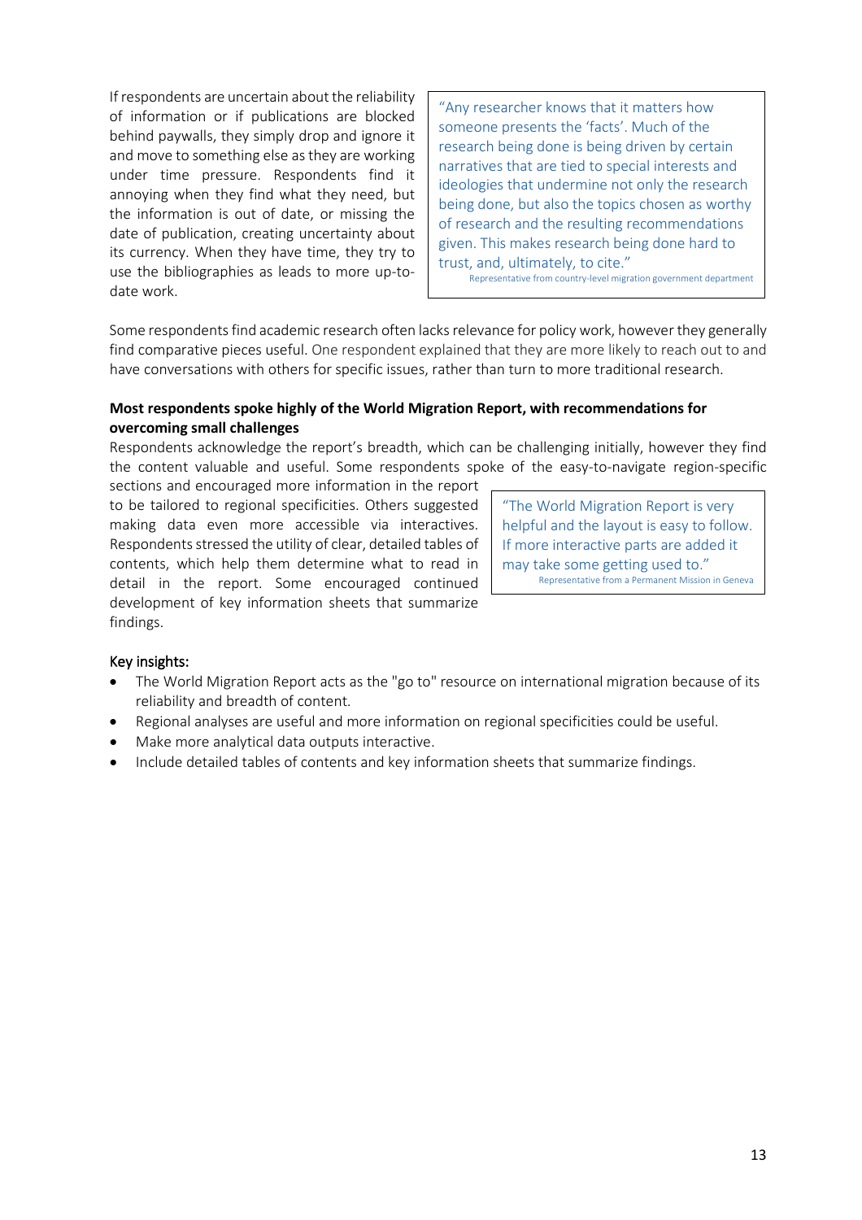If respondents are uncertain about the reliability of information or if publications are blocked behind paywalls, they simply drop and ignore it and move to something else as they are working under time pressure. Respondents find it annoying when they find what they need, but the information is out of date, or missing the date of publication, creating uncertainty about its currency. When they have time, they try to use the bibliographies as leads to more up-to-date work.

> "Any researcher knows that it matters how someone presents the 'facts'. Much of the research being done is being driven by certain narratives that are tied to special interests and ideologies that undermine not only the research being done, but also the topics chosen as worthy of research and the resulting recommendations given. This makes research being done hard to trust, and, ultimately, to cite."
>
> Representative from country-level migration government department

Some respondents find academic research often lacks relevance for policy work, however they generally find comparative pieces useful. One respondent explained that they are more likely to reach out to and have conversations with others for specific issues, rather than turn to more traditional research.

**Most respondents spoke highly of the World Migration Report, with recommendations for overcoming small challenges**

Respondents acknowledge the report's breadth, which can be challenging initially, however they find the content valuable and useful. Some respondents spoke of the easy-to-navigate region-specific sections and encouraged more information in the report to be tailored to regional specificities. Others suggested making data even more accessible via interactives. Respondents stressed the utility of clear, detailed tables of contents, which help them determine what to read in detail in the report. Some encouraged continued development of key information sheets that summarize findings.

> "The World Migration Report is very helpful and the layout is easy to follow. If more interactive parts are added it may take some getting used to."
>
> Representative from a Permanent Mission in Geneva

Key insights:

- The World Migration Report acts as the "go to" resource on international migration because of its reliability and breadth of content.
- Regional analyses are useful and more information on regional specificities could be useful.
- Make more analytical data outputs interactive.
- Include detailed tables of contents and key information sheets that summarize findings.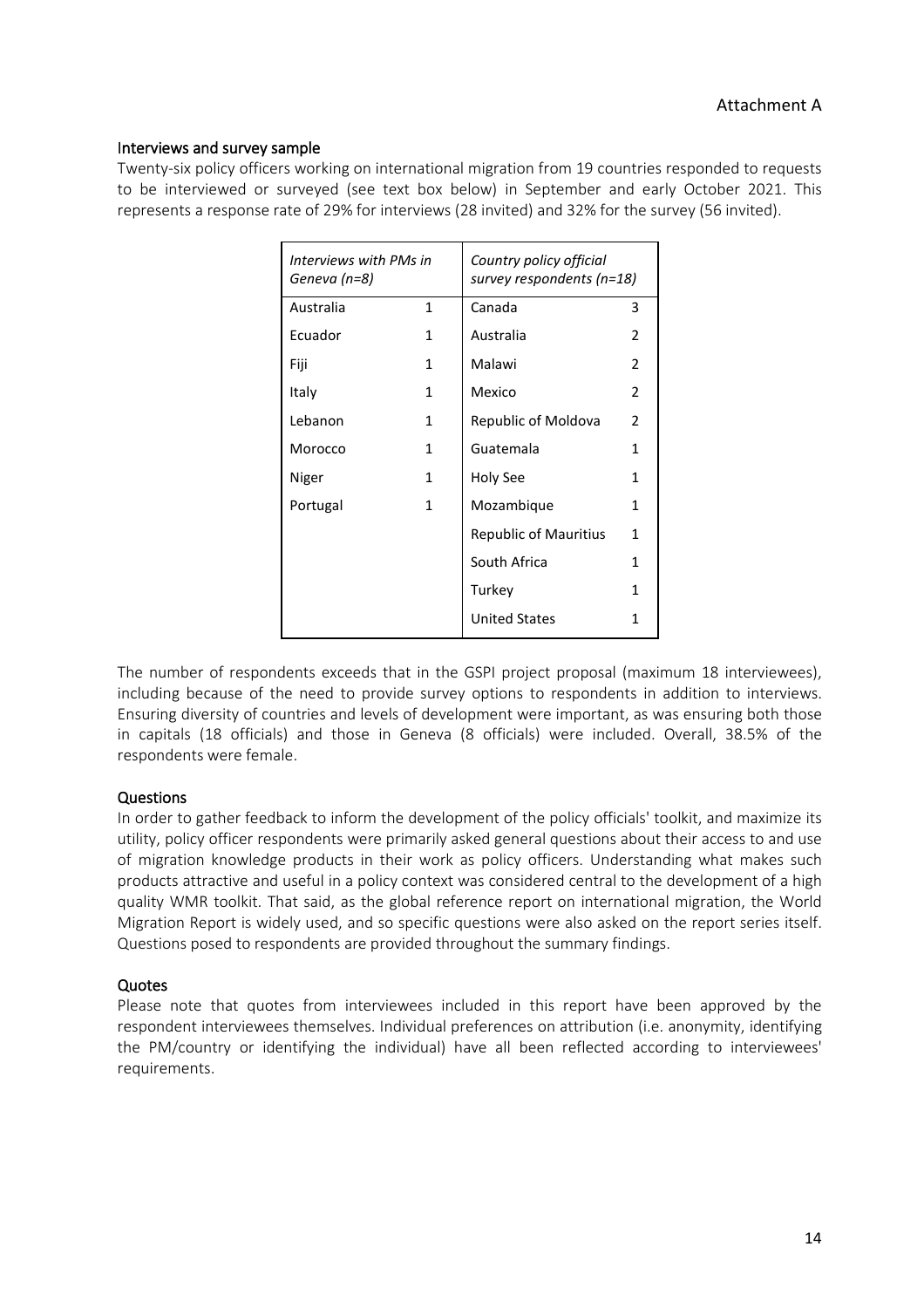Attachment A

### Interviews and survey sample

Twenty-six policy officers working on international migration from 19 countries responded to requests to be interviewed or surveyed (see text box below) in September and early October 2021. This represents a response rate of 29% for interviews (28 invited) and 32% for the survey (56 invited).

| *Interviews with PMs in Geneva (n=8)* | | *Country policy official survey respondents (n=18)* | |
|---|---|---|---|
| Australia | 1 | Canada | 3 |
| Ecuador | 1 | Australia | 2 |
| Fiji | 1 | Malawi | 2 |
| Italy | 1 | Mexico | 2 |
| Lebanon | 1 | Republic of Moldova | 2 |
| Morocco | 1 | Guatemala | 1 |
| Niger | 1 | Holy See | 1 |
| Portugal | 1 | Mozambique | 1 |
| | | Republic of Mauritius | 1 |
| | | South Africa | 1 |
| | | Turkey | 1 |
| | | United States | 1 |

The number of respondents exceeds that in the GSPI project proposal (maximum 18 interviewees), including because of the need to provide survey options to respondents in addition to interviews. Ensuring diversity of countries and levels of development were important, as was ensuring both those in capitals (18 officials) and those in Geneva (8 officials) were included. Overall, 38.5% of the respondents were female.

### Questions

In order to gather feedback to inform the development of the policy officials' toolkit, and maximize its utility, policy officer respondents were primarily asked general questions about their access to and use of migration knowledge products in their work as policy officers. Understanding what makes such products attractive and useful in a policy context was considered central to the development of a high quality WMR toolkit. That said, as the global reference report on international migration, the World Migration Report is widely used, and so specific questions were also asked on the report series itself. Questions posed to respondents are provided throughout the summary findings.

### Quotes

Please note that quotes from interviewees included in this report have been approved by the respondent interviewees themselves. Individual preferences on attribution (i.e. anonymity, identifying the PM/country or identifying the individual) have all been reflected according to interviewees' requirements.